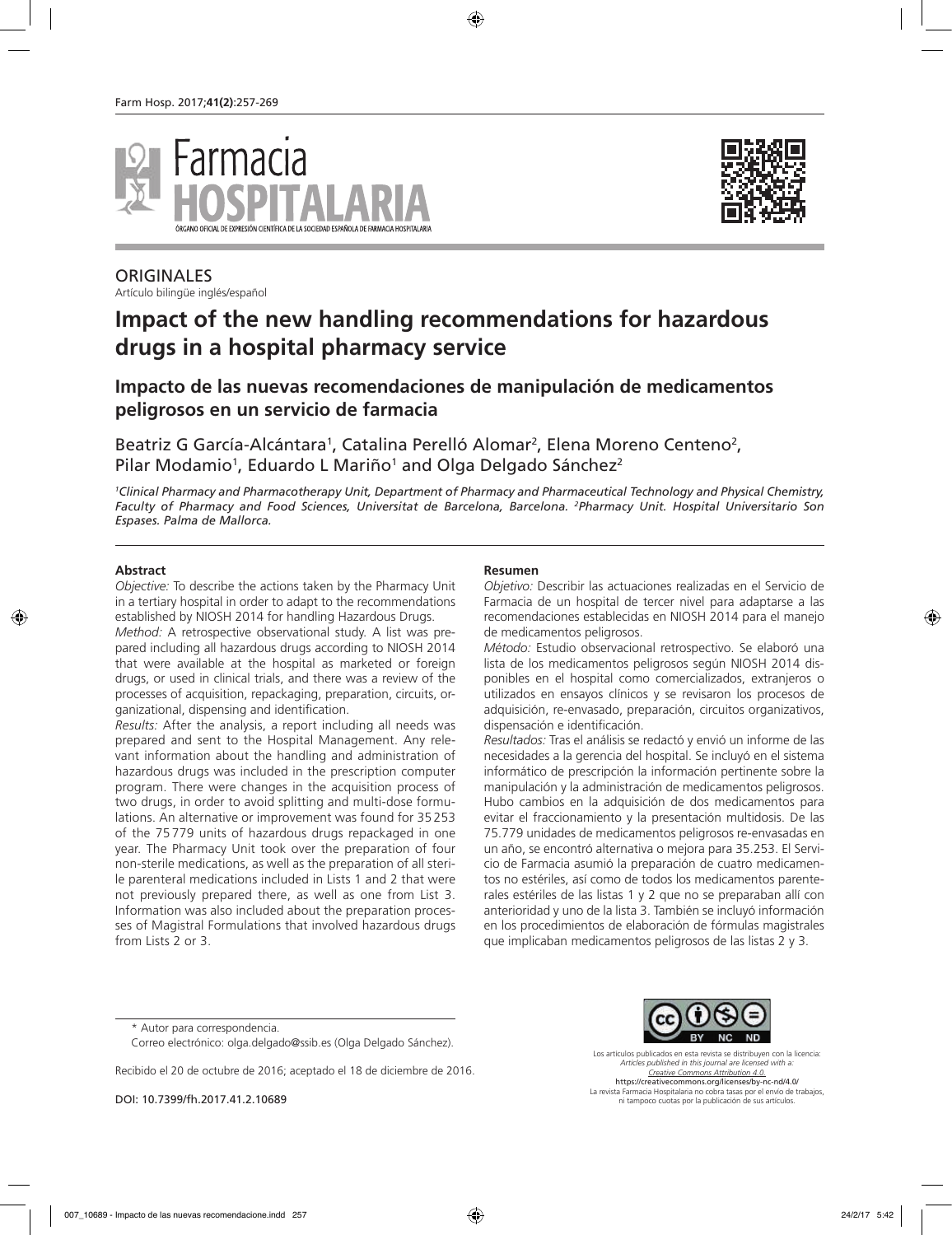ORIGINALES

Artículo bilingüe inglés/español

# Impact of the new handling recommendations for hazardous drugs in a hospital pharmacy service

## Impacto de las nuevas recomendaciones de manipulación de medicamentos peligrosos en un servicio de farmacia

Beatriz G García-Alcántara[1], Catalina Perelló Alomar[2], Elena Moreno Centeno[2], Pilar Modamio[1], Eduardo L Mariño[1] and Olga Delgado Sánchez[2]

*[1]Clinical Pharmacy and Pharmacotherapy Unit, Department of Pharmacy and Pharmaceutical Technology and Physical Chemistry, Faculty of Pharmacy and Food Sciences, Universitat de Barcelona, Barcelona. [2]Pharmacy Unit. Hospital Universitario Son Espases. Palma de Mallorca.*

### Abstract

*Objective:* To describe the actions taken by the Pharmacy Unit in a tertiary hospital in order to adapt to the recommendations established by NIOSH 2014 for handling Hazardous Drugs.

*Method:* A retrospective observational study. A list was prepared including all hazardous drugs according to NIOSH 2014 that were available at the hospital as marketed or foreign drugs, or used in clinical trials, and there was a review of the processes of acquisition, repackaging, preparation, circuits, organizational, dispensing and identification.

*Results:* After the analysis, a report including all needs was prepared and sent to the Hospital Management. Any relevant information about the handling and administration of hazardous drugs was included in the prescription computer program. There were changes in the acquisition process of two drugs, in order to avoid splitting and multi-dose formulations. An alternative or improvement was found for 35 253 of the 75 779 units of hazardous drugs repackaged in one year. The Pharmacy Unit took over the preparation of four non-sterile medications, as well as the preparation of all sterile parenteral medications included in Lists 1 and 2 that were not previously prepared there, as well as one from List 3. Information was also included about the preparation processes of Magistral Formulations that involved hazardous drugs from Lists 2 or 3.

### Resumen

*Objetivo:* Describir las actuaciones realizadas en el Servicio de Farmacia de un hospital de tercer nivel para adaptarse a las recomendaciones establecidas en NIOSH 2014 para el manejo de medicamentos peligrosos.

*Método:* Estudio observacional retrospectivo. Se elaboró una lista de los medicamentos peligrosos según NIOSH 2014 disponibles en el hospital como comercializados, extranjeros o utilizados en ensayos clínicos y se revisaron los procesos de adquisición, re-envasado, preparación, circuitos organizativos, dispensación e identificación.

*Resultados:* Tras el análisis se redactó y envió un informe de las necesidades a la gerencia del hospital. Se incluyó en el sistema informático de prescripción la información pertinente sobre la manipulación y la administración de medicamentos peligrosos. Hubo cambios en la adquisición de dos medicamentos para evitar el fraccionamiento y la presentación multidosis. De las 75.779 unidades de medicamentos peligrosos re-envasadas en un año, se encontró alternativa o mejora para 35.253. El Servicio de Farmacia asumió la preparación de cuatro medicamentos no estériles, así como de todos los medicamentos parenterales estériles de las listas 1 y 2 que no se preparaban allí con anterioridad y uno de la lista 3. También se incluyó información en los procedimientos de elaboración de fórmulas magistrales que implicaban medicamentos peligrosos de las listas 2 y 3.

\* Autor para correspondencia.

Correo electrónico: olga.delgado@ssib.es (Olga Delgado Sánchez).

Recibido el 20 de octubre de 2016; aceptado el 18 de diciembre de 2016.

DOI: 10.7399/fh.2017.41.2.10689

Los artículos publicados en esta revista se distribuyen con la licencia:
*Articles published in this journal are licensed with a:*
*Creative Commons Attribution 4.0.*
https://creativecommons.org/licenses/by-nc-nd/4.0/
La revista Farmacia Hospitalaria no cobra tasas por el envío de trabajos, ni tampoco cuotas por la publicación de sus artículos.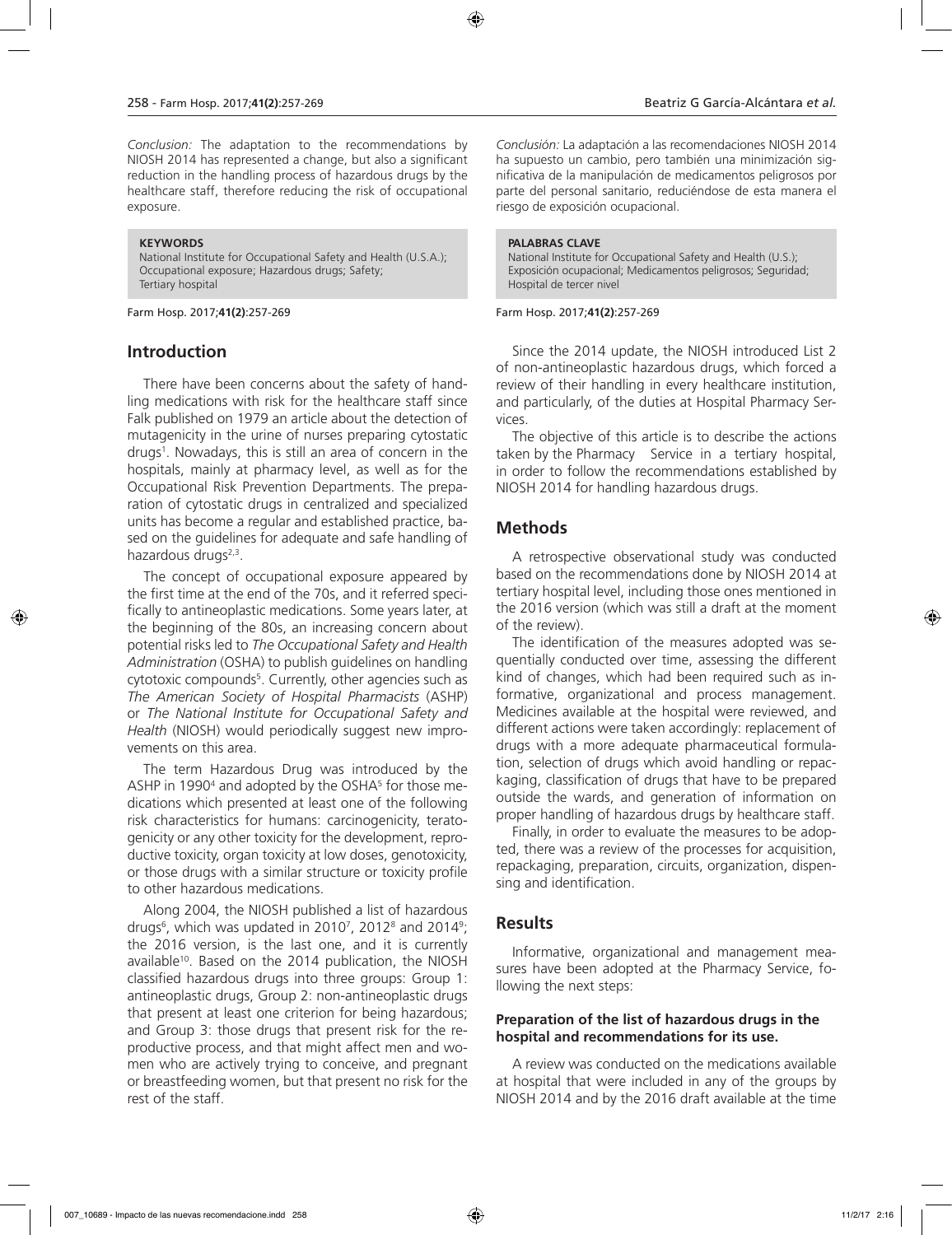*Conclusion:* The adaptation to the recommendations by NIOSH 2014 has represented a change, but also a significant reduction in the handling process of hazardous drugs by the healthcare staff, therefore reducing the risk of occupational exposure.

**KEYWORDS**
National Institute for Occupational Safety and Health (U.S.A.); Occupational exposure; Hazardous drugs; Safety; Tertiary hospital

*Conclusión:* La adaptación a las recomendaciones NIOSH 2014 ha supuesto un cambio, pero también una minimización significativa de la manipulación de medicamentos peligrosos por parte del personal sanitario, reduciéndose de esta manera el riesgo de exposición ocupacional.

**PALABRAS CLAVE**
National Institute for Occupational Safety and Health (U.S.); Exposición ocupacional; Medicamentos peligrosos; Seguridad; Hospital de tercer nivel

## Introduction

There have been concerns about the safety of handling medications with risk for the healthcare staff since Falk published on 1979 an article about the detection of mutagenicity in the urine of nurses preparing cytostatic drugs[1]. Nowadays, this is still an area of concern in the hospitals, mainly at pharmacy level, as well as for the Occupational Risk Prevention Departments. The preparation of cytostatic drugs in centralized and specialized units has become a regular and established practice, based on the guidelines for adequate and safe handling of hazardous drugs[2,3].

The concept of occupational exposure appeared by the first time at the end of the 70s, and it referred specifically to antineoplastic medications. Some years later, at the beginning of the 80s, an increasing concern about potential risks led to *The Occupational Safety and Health Administration* (OSHA) to publish guidelines on handling cytotoxic compounds[5]. Currently, other agencies such as *The American Society of Hospital Pharmacists* (ASHP) or *The National Institute for Occupational Safety and Health* (NIOSH) would periodically suggest new improvements on this area.

The term Hazardous Drug was introduced by the ASHP in 1990[4] and adopted by the OSHA[5] for those medications which presented at least one of the following risk characteristics for humans: carcinogenicity, teratogenicity or any other toxicity for the development, reproductive toxicity, organ toxicity at low doses, genotoxicity, or those drugs with a similar structure or toxicity profile to other hazardous medications.

Along 2004, the NIOSH published a list of hazardous drugs[6], which was updated in 2010[7], 2012[8] and 2014[9]; the 2016 version, is the last one, and it is currently available[10]. Based on the 2014 publication, the NIOSH classified hazardous drugs into three groups: Group 1: antineoplastic drugs, Group 2: non-antineoplastic drugs that present at least one criterion for being hazardous; and Group 3: those drugs that present risk for the reproductive process, and that might affect men and women who are actively trying to conceive, and pregnant or breastfeeding women, but that present no risk for the rest of the staff.

Since the 2014 update, the NIOSH introduced List 2 of non-antineoplastic hazardous drugs, which forced a review of their handling in every healthcare institution, and particularly, of the duties at Hospital Pharmacy Services.

The objective of this article is to describe the actions taken by the Pharmacy Service in a tertiary hospital, in order to follow the recommendations established by NIOSH 2014 for handling hazardous drugs.

## Methods

A retrospective observational study was conducted based on the recommendations done by NIOSH 2014 at tertiary hospital level, including those ones mentioned in the 2016 version (which was still a draft at the moment of the review).

The identification of the measures adopted was sequentially conducted over time, assessing the different kind of changes, which had been required such as informative, organizational and process management. Medicines available at the hospital were reviewed, and different actions were taken accordingly: replacement of drugs with a more adequate pharmaceutical formulation, selection of drugs which avoid handling or repackaging, classification of drugs that have to be prepared outside the wards, and generation of information on proper handling of hazardous drugs by healthcare staff.

Finally, in order to evaluate the measures to be adopted, there was a review of the processes for acquisition, repackaging, preparation, circuits, organization, dispensing and identification.

## Results

Informative, organizational and management measures have been adopted at the Pharmacy Service, following the next steps:

### Preparation of the list of hazardous drugs in the hospital and recommendations for its use.

A review was conducted on the medications available at hospital that were included in any of the groups by NIOSH 2014 and by the 2016 draft available at the time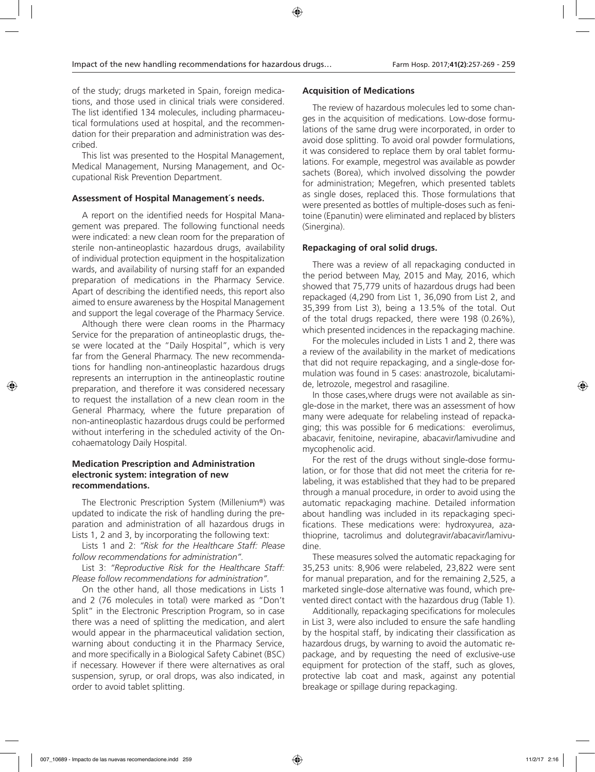of the study; drugs marketed in Spain, foreign medications, and those used in clinical trials were considered. The list identified 134 molecules, including pharmaceutical formulations used at hospital, and the recommendation for their preparation and administration was described.

This list was presented to the Hospital Management, Medical Management, Nursing Management, and Occupational Risk Prevention Department.

### Assessment of Hospital Management´s needs.

A report on the identified needs for Hospital Management was prepared. The following functional needs were indicated: a new clean room for the preparation of sterile non-antineoplastic hazardous drugs, availability of individual protection equipment in the hospitalization wards, and availability of nursing staff for an expanded preparation of medications in the Pharmacy Service. Apart of describing the identified needs, this report also aimed to ensure awareness by the Hospital Management and support the legal coverage of the Pharmacy Service.

Although there were clean rooms in the Pharmacy Service for the preparation of antineoplastic drugs, these were located at the "Daily Hospital", which is very far from the General Pharmacy. The new recommendations for handling non-antineoplastic hazardous drugs represents an interruption in the antineoplastic routine preparation, and therefore it was considered necessary to request the installation of a new clean room in the General Pharmacy, where the future preparation of non-antineoplastic hazardous drugs could be performed without interfering in the scheduled activity of the Oncohaematology Daily Hospital.

### Medication Prescription and Administration electronic system: integration of new recommendations.

The Electronic Prescription System (Millenium®) was updated to indicate the risk of handling during the preparation and administration of all hazardous drugs in Lists 1, 2 and 3, by incorporating the following text:

Lists 1 and 2: *"Risk for the Healthcare Staff: Please follow recommendations for administration"*.

List 3: *"Reproductive Risk for the Healthcare Staff: Please follow recommendations for administration"*.

On the other hand, all those medications in Lists 1 and 2 (76 molecules in total) were marked as "Don't Split" in the Electronic Prescription Program, so in case there was a need of splitting the medication, and alert would appear in the pharmaceutical validation section, warning about conducting it in the Pharmacy Service, and more specifically in a Biological Safety Cabinet (BSC) if necessary. However if there were alternatives as oral suspension, syrup, or oral drops, was also indicated, in order to avoid tablet splitting.

### Acquisition of Medications

The review of hazardous molecules led to some changes in the acquisition of medications. Low-dose formulations of the same drug were incorporated, in order to avoid dose splitting. To avoid oral powder formulations, it was considered to replace them by oral tablet formulations. For example, megestrol was available as powder sachets (Borea), which involved dissolving the powder for administration; Megefren, which presented tablets as single doses, replaced this. Those formulations that were presented as bottles of multiple-doses such as fenitoine (Epanutin) were eliminated and replaced by blisters (Sinergina).

### Repackaging of oral solid drugs.

There was a review of all repackaging conducted in the period between May, 2015 and May, 2016, which showed that 75,779 units of hazardous drugs had been repackaged (4,290 from List 1, 36,090 from List 2, and 35,399 from List 3), being a 13.5% of the total. Out of the total drugs repacked, there were 198 (0.26%), which presented incidences in the repackaging machine.

For the molecules included in Lists 1 and 2, there was a review of the availability in the market of medications that did not require repackaging, and a single-dose formulation was found in 5 cases: anastrozole, bicalutamide, letrozole, megestrol and rasagiline.

In those cases,where drugs were not available as single-dose in the market, there was an assessment of how many were adequate for relabeling instead of repackaging; this was possible for 6 medications: everolimus, abacavir, fenitoine, nevirapine, abacavir/lamivudine and mycophenolic acid.

For the rest of the drugs without single-dose formulation, or for those that did not meet the criteria for relabeling, it was established that they had to be prepared through a manual procedure, in order to avoid using the automatic repackaging machine. Detailed information about handling was included in its repackaging specifications. These medications were: hydroxyurea, azathioprine, tacrolimus and dolutegravir/abacavir/lamivudine.

These measures solved the automatic repackaging for 35,253 units: 8,906 were relabeled, 23,822 were sent for manual preparation, and for the remaining 2,525, a marketed single-dose alternative was found, which prevented direct contact with the hazardous drug (Table 1).

Additionally, repackaging specifications for molecules in List 3, were also included to ensure the safe handling by the hospital staff, by indicating their classification as hazardous drugs, by warning to avoid the automatic repackage, and by requesting the need of exclusive-use equipment for protection of the staff, such as gloves, protective lab coat and mask, against any potential breakage or spillage during repackaging.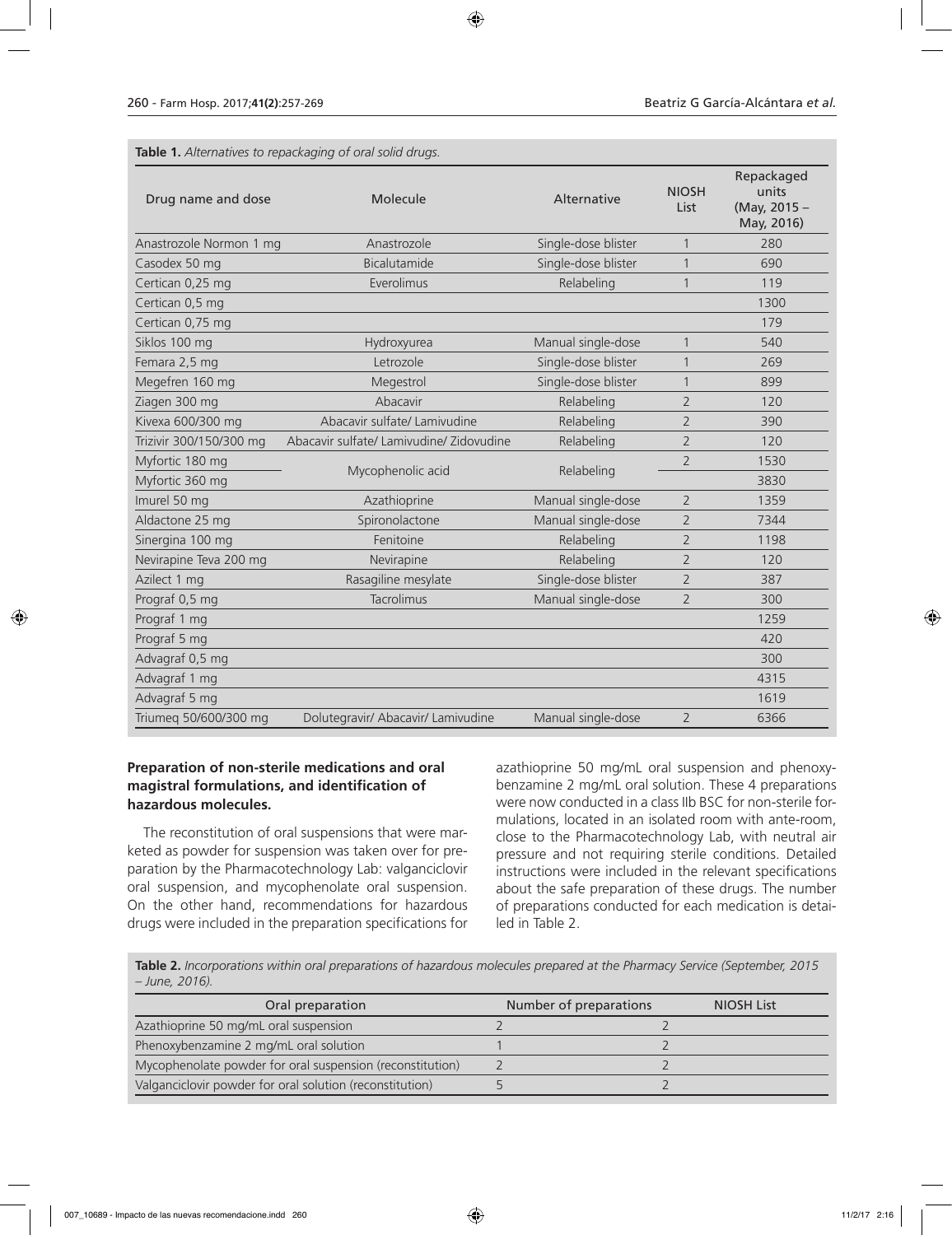**Table 1.** *Alternatives to repackaging of oral solid drugs.*

| Drug name and dose | Molecule | Alternative | NIOSH List | Repackaged units (May, 2015 – May, 2016) |
|---|---|---|---|---|
| Anastrozole Normon 1 mg | Anastrozole | Single-dose blister | 1 | 280 |
| Casodex 50 mg | Bicalutamide | Single-dose blister | 1 | 690 |
| Certican 0,25 mg | Everolimus | Relabeling | 1 | 119 |
| Certican 0,5 mg | | | | 1300 |
| Certican 0,75 mg | | | | 179 |
| Siklos 100 mg | Hydroxyurea | Manual single-dose | 1 | 540 |
| Femara 2,5 mg | Letrozole | Single-dose blister | 1 | 269 |
| Megefren 160 mg | Megestrol | Single-dose blister | 1 | 899 |
| Ziagen 300 mg | Abacavir | Relabeling | 2 | 120 |
| Kivexa 600/300 mg | Abacavir sulfate/ Lamivudine | Relabeling | 2 | 390 |
| Trizivir 300/150/300 mg | Abacavir sulfate/ Lamivudine/ Zidovudine | Relabeling | 2 | 120 |
| Myfortic 180 mg | Mycophenolic acid | Relabeling | 2 | 1530 |
| Myfortic 360 mg | | | | 3830 |
| Imurel 50 mg | Azathioprine | Manual single-dose | 2 | 1359 |
| Aldactone 25 mg | Spironolactone | Manual single-dose | 2 | 7344 |
| Sinergina 100 mg | Fenitoine | Relabeling | 2 | 1198 |
| Nevirapine Teva 200 mg | Nevirapine | Relabeling | 2 | 120 |
| Azilect 1 mg | Rasagiline mesylate | Single-dose blister | 2 | 387 |
| Prograf 0,5 mg | Tacrolimus | Manual single-dose | 2 | 300 |
| Prograf 1 mg | | | | 1259 |
| Prograf 5 mg | | | | 420 |
| Advagraf 0,5 mg | | | | 300 |
| Advagraf 1 mg | | | | 4315 |
| Advagraf 5 mg | | | | 1619 |
| Triumeq 50/600/300 mg | Dolutegravir/ Abacavir/ Lamivudine | Manual single-dose | 2 | 6366 |

**Preparation of non-sterile medications and oral magistral formulations, and identification of hazardous molecules.**

The reconstitution of oral suspensions that were marketed as powder for suspension was taken over for preparation by the Pharmacotechnology Lab: valganciclovir oral suspension, and mycophenolate oral suspension. On the other hand, recommendations for hazardous drugs were included in the preparation specifications for azathioprine 50 mg/mL oral suspension and phenoxybenzamine 2 mg/mL oral solution. These 4 preparations were now conducted in a class IIb BSC for non-sterile formulations, located in an isolated room with ante-room, close to the Pharmacotechnology Lab, with neutral air pressure and not requiring sterile conditions. Detailed instructions were included in the relevant specifications about the safe preparation of these drugs. The number of preparations conducted for each medication is detailed in Table 2.

**Table 2.** *Incorporations within oral preparations of hazardous molecules prepared at the Pharmacy Service (September, 2015 – June, 2016).*

| Oral preparation | Number of preparations | NIOSH List |
|---|---|---|
| Azathioprine 50 mg/mL oral suspension | 2 | 2 |
| Phenoxybenzamine 2 mg/mL oral solution | 1 | 2 |
| Mycophenolate powder for oral suspension (reconstitution) | 2 | 2 |
| Valganciclovir powder for oral solution (reconstitution) | 5 | 2 |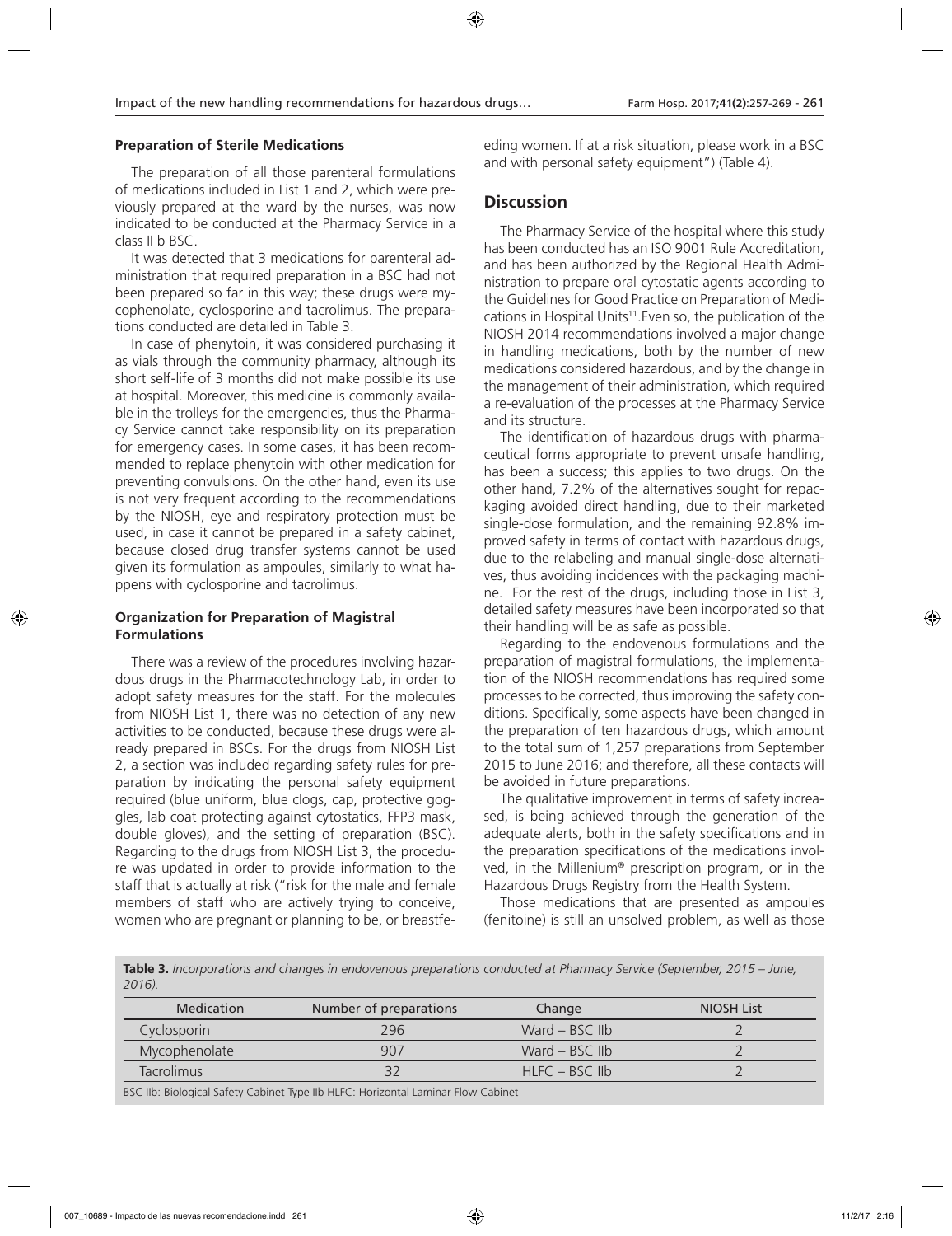**Preparation of Sterile Medications**

The preparation of all those parenteral formulations of medications included in List 1 and 2, which were previously prepared at the ward by the nurses, was now indicated to be conducted at the Pharmacy Service in a class II b BSC.

It was detected that 3 medications for parenteral administration that required preparation in a BSC had not been prepared so far in this way; these drugs were mycophenolate, cyclosporine and tacrolimus. The preparations conducted are detailed in Table 3.

In case of phenytoin, it was considered purchasing it as vials through the community pharmacy, although its short self-life of 3 months did not make possible its use at hospital. Moreover, this medicine is commonly available in the trolleys for the emergencies, thus the Pharmacy Service cannot take responsibility on its preparation for emergency cases. In some cases, it has been recommended to replace phenytoin with other medication for preventing convulsions. On the other hand, even its use is not very frequent according to the recommendations by the NIOSH, eye and respiratory protection must be used, in case it cannot be prepared in a safety cabinet, because closed drug transfer systems cannot be used given its formulation as ampoules, similarly to what happens with cyclosporine and tacrolimus.

**Organization for Preparation of Magistral Formulations**

There was a review of the procedures involving hazardous drugs in the Pharmacotechnology Lab, in order to adopt safety measures for the staff. For the molecules from NIOSH List 1, there was no detection of any new activities to be conducted, because these drugs were already prepared in BSCs. For the drugs from NIOSH List 2, a section was included regarding safety rules for preparation by indicating the personal safety equipment required (blue uniform, blue clogs, cap, protective goggles, lab coat protecting against cytostatics, FFP3 mask, double gloves), and the setting of preparation (BSC). Regarding to the drugs from NIOSH List 3, the procedure was updated in order to provide information to the staff that is actually at risk ("risk for the male and female members of staff who are actively trying to conceive, women who are pregnant or planning to be, or breastfeeding women. If at a risk situation, please work in a BSC and with personal safety equipment") (Table 4).

## Discussion

The Pharmacy Service of the hospital where this study has been conducted has an ISO 9001 Rule Accreditation, and has been authorized by the Regional Health Administration to prepare oral cytostatic agents according to the Guidelines for Good Practice on Preparation of Medications in Hospital Units[11].Even so, the publication of the NIOSH 2014 recommendations involved a major change in handling medications, both by the number of new medications considered hazardous, and by the change in the management of their administration, which required a re-evaluation of the processes at the Pharmacy Service and its structure.

The identification of hazardous drugs with pharmaceutical forms appropriate to prevent unsafe handling, has been a success; this applies to two drugs. On the other hand, 7.2% of the alternatives sought for repackaging avoided direct handling, due to their marketed single-dose formulation, and the remaining 92.8% improved safety in terms of contact with hazardous drugs, due to the relabeling and manual single-dose alternatives, thus avoiding incidences with the packaging machine. For the rest of the drugs, including those in List 3, detailed safety measures have been incorporated so that their handling will be as safe as possible.

Regarding to the endovenous formulations and the preparation of magistral formulations, the implementation of the NIOSH recommendations has required some processes to be corrected, thus improving the safety conditions. Specifically, some aspects have been changed in the preparation of ten hazardous drugs, which amount to the total sum of 1,257 preparations from September 2015 to June 2016; and therefore, all these contacts will be avoided in future preparations.

The qualitative improvement in terms of safety increased, is being achieved through the generation of the adequate alerts, both in the safety specifications and in the preparation specifications of the medications involved, in the Millenium® prescription program, or in the Hazardous Drugs Registry from the Health System.

Those medications that are presented as ampoules (fenitoine) is still an unsolved problem, as well as those

**Table 3.** *Incorporations and changes in endovenous preparations conducted at Pharmacy Service (September, 2015 – June, 2016).*

| Medication | Number of preparations | Change | NIOSH List |
|---|---|---|---|
| Cyclosporin | 296 | Ward – BSC IIb | 2 |
| Mycophenolate | 907 | Ward – BSC IIb | 2 |
| Tacrolimus | 32 | HLFC – BSC IIb | 2 |

BSC IIb: Biological Safety Cabinet Type IIb HLFC: Horizontal Laminar Flow Cabinet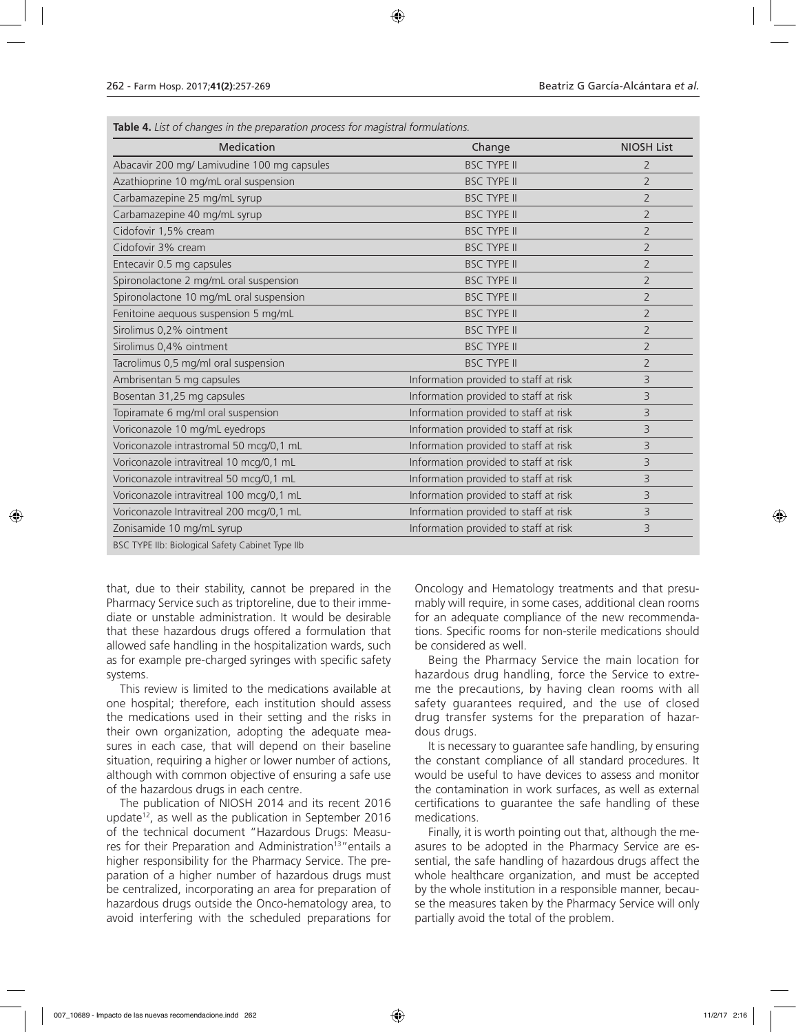**Table 4.** *List of changes in the preparation process for magistral formulations.*

| Medication | Change | NIOSH List |
|---|---|---|
| Abacavir 200 mg/ Lamivudine 100 mg capsules | BSC TYPE II | 2 |
| Azathioprine 10 mg/mL oral suspension | BSC TYPE II | 2 |
| Carbamazepine 25 mg/mL syrup | BSC TYPE II | 2 |
| Carbamazepine 40 mg/mL syrup | BSC TYPE II | 2 |
| Cidofovir 1,5% cream | BSC TYPE II | 2 |
| Cidofovir 3% cream | BSC TYPE II | 2 |
| Entecavir 0.5 mg capsules | BSC TYPE II | 2 |
| Spironolactone 2 mg/mL oral suspension | BSC TYPE II | 2 |
| Spironolactone 10 mg/mL oral suspension | BSC TYPE II | 2 |
| Fenitoine aequous suspension 5 mg/mL | BSC TYPE II | 2 |
| Sirolimus 0,2% ointment | BSC TYPE II | 2 |
| Sirolimus 0,4% ointment | BSC TYPE II | 2 |
| Tacrolimus 0,5 mg/ml oral suspension | BSC TYPE II | 2 |
| Ambrisentan 5 mg capsules | Information provided to staff at risk | 3 |
| Bosentan 31,25 mg capsules | Information provided to staff at risk | 3 |
| Topiramate 6 mg/ml oral suspension | Information provided to staff at risk | 3 |
| Voriconazole 10 mg/mL eyedrops | Information provided to staff at risk | 3 |
| Voriconazole intrastromal 50 mcg/0,1 mL | Information provided to staff at risk | 3 |
| Voriconazole intravitreal 10 mcg/0,1 mL | Information provided to staff at risk | 3 |
| Voriconazole intravitreal 50 mcg/0,1 mL | Information provided to staff at risk | 3 |
| Voriconazole intravitreal 100 mcg/0,1 mL | Information provided to staff at risk | 3 |
| Voriconazole Intravitreal 200 mcg/0,1 mL | Information provided to staff at risk | 3 |
| Zonisamide 10 mg/mL syrup | Information provided to staff at risk | 3 |

BSC TYPE IIb: Biological Safety Cabinet Type IIb

that, due to their stability, cannot be prepared in the Pharmacy Service such as triptoreline, due to their immediate or unstable administration. It would be desirable that these hazardous drugs offered a formulation that allowed safe handling in the hospitalization wards, such as for example pre-charged syringes with specific safety systems.

This review is limited to the medications available at one hospital; therefore, each institution should assess the medications used in their setting and the risks in their own organization, adopting the adequate measures in each case, that will depend on their baseline situation, requiring a higher or lower number of actions, although with common objective of ensuring a safe use of the hazardous drugs in each centre.

The publication of NIOSH 2014 and its recent 2016 update[12], as well as the publication in September 2016 of the technical document "Hazardous Drugs: Measures for their Preparation and Administration[13]" entails a higher responsibility for the Pharmacy Service. The preparation of a higher number of hazardous drugs must be centralized, incorporating an area for preparation of hazardous drugs outside the Onco-hematology area, to avoid interfering with the scheduled preparations for Oncology and Hematology treatments and that presumably will require, in some cases, additional clean rooms for an adequate compliance of the new recommendations. Specific rooms for non-sterile medications should be considered as well.

Being the Pharmacy Service the main location for hazardous drug handling, force the Service to extreme the precautions, by having clean rooms with all safety guarantees required, and the use of closed drug transfer systems for the preparation of hazardous drugs.

It is necessary to guarantee safe handling, by ensuring the constant compliance of all standard procedures. It would be useful to have devices to assess and monitor the contamination in work surfaces, as well as external certifications to guarantee the safe handling of these medications.

Finally, it is worth pointing out that, although the measures to be adopted in the Pharmacy Service are essential, the safe handling of hazardous drugs affect the whole healthcare organization, and must be accepted by the whole institution in a responsible manner, because the measures taken by the Pharmacy Service will only partially avoid the total of the problem.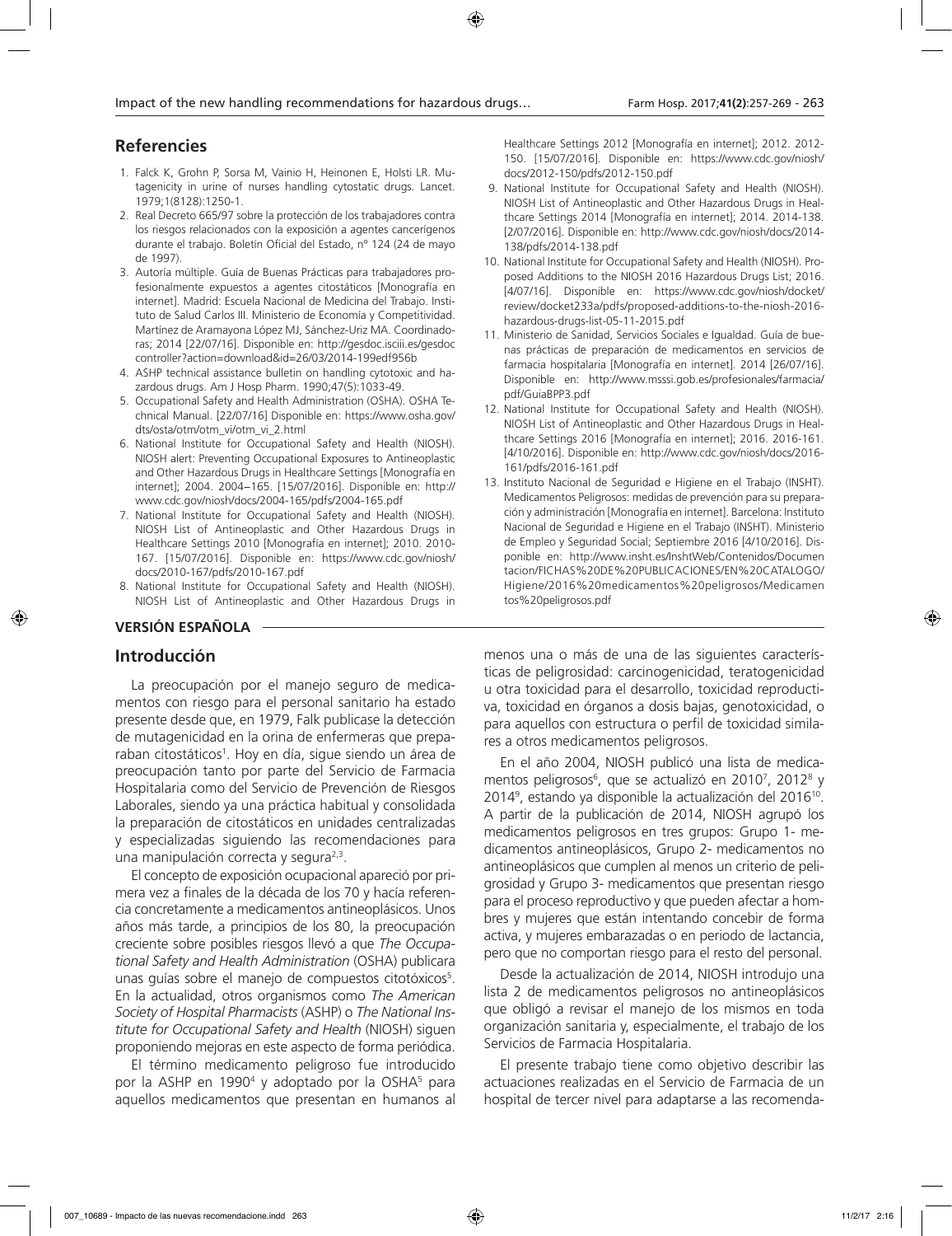## Referencies

1. Falck K, Grohn P, Sorsa M, Vainio H, Heinonen E, Holsti LR. Mutagenicity in urine of nurses handling cytostatic drugs. Lancet. 1979;1(8128):1250-1.
2. Real Decreto 665/97 sobre la protección de los trabajadores contra los riesgos relacionados con la exposición a agentes cancerígenos durante el trabajo. Boletín Oficial del Estado, nº 124 (24 de mayo de 1997).
3. Autoría múltiple. Guía de Buenas Prácticas para trabajadores profesionalmente expuestos a agentes citostáticos [Monografía en internet]. Madrid: Escuela Nacional de Medicina del Trabajo. Instituto de Salud Carlos III. Ministerio de Economía y Competitividad. Martínez de Aramayona López MJ, Sánchez-Uriz MA. Coordinadoras; 2014 [22/07/16]. Disponible en: http://gesdoc.isciii.es/gesdoccontroller?action=download&id=26/03/2014-199edf956b
4. ASHP technical assistance bulletin on handling cytotoxic and hazardous drugs. Am J Hosp Pharm. 1990;47(5):1033-49.
5. Occupational Safety and Health Administration (OSHA). OSHA Technical Manual. [22/07/16] Disponible en: https://www.osha.gov/dts/osta/otm/otm_vi/otm_vi_2.html
6. National Institute for Occupational Safety and Health (NIOSH). NIOSH alert: Preventing Occupational Exposures to Antineoplastic and Other Hazardous Drugs in Healthcare Settings [Monografía en internet]; 2004. 2004–165. [15/07/2016]. Disponible en: http://www.cdc.gov/niosh/docs/2004-165/pdfs/2004-165.pdf
7. National Institute for Occupational Safety and Health (NIOSH). NIOSH List of Antineoplastic and Other Hazardous Drugs in Healthcare Settings 2010 [Monografía en internet]; 2010. 2010-167. [15/07/2016]. Disponible en: https://www.cdc.gov/niosh/docs/2010-167/pdfs/2010-167.pdf
8. National Institute for Occupational Safety and Health (NIOSH). NIOSH List of Antineoplastic and Other Hazardous Drugs in Healthcare Settings 2012 [Monografía en internet]; 2012. 2012-150. [15/07/2016]. Disponible en: https://www.cdc.gov/niosh/docs/2012-150/pdfs/2012-150.pdf
9. National Institute for Occupational Safety and Health (NIOSH). NIOSH List of Antineoplastic and Other Hazardous Drugs in Healthcare Settings 2014 [Monografía en internet]; 2014. 2014-138. [2/07/2016]. Disponible en: http://www.cdc.gov/niosh/docs/2014-138/pdfs/2014-138.pdf
10. National Institute for Occupational Safety and Health (NIOSH). Proposed Additions to the NIOSH 2016 Hazardous Drugs List; 2016. [4/07/16]. Disponible en: https://www.cdc.gov/niosh/docket/review/docket233a/pdfs/proposed-additions-to-the-niosh-2016-hazardous-drugs-list-05-11-2015.pdf
11. Ministerio de Sanidad, Servicios Sociales e Igualdad. Guía de buenas prácticas de preparación de medicamentos en servicios de farmacia hospitalaria [Monografía en internet]. 2014 [26/07/16]. Disponible en: http://www.msssi.gob.es/profesionales/farmacia/pdf/GuiaBPP3.pdf
12. National Institute for Occupational Safety and Health (NIOSH). NIOSH List of Antineoplastic and Other Hazardous Drugs in Healthcare Settings 2016 [Monografía en internet]; 2016. 2016-161. [4/10/2016]. Disponible en: http://www.cdc.gov/niosh/docs/2016-161/pdfs/2016-161.pdf
13. Instituto Nacional de Seguridad e Higiene en el Trabajo (INSHT). Medicamentos Peligrosos: medidas de prevención para su preparación y administración [Monografía en internet]. Barcelona: Instituto Nacional de Seguridad e Higiene en el Trabajo (INSHT). Ministerio de Empleo y Seguridad Social; Septiembre 2016 [4/10/2016]. Disponible en: http://www.insht.es/InshtWeb/Contenidos/Documentacion/FICHAS%20DE%20PUBLICACIONES/EN%20CATALOGO/Higiene/2016%20medicamentos%20peligrosos/Medicamentos%20peligrosos.pdf

**VERSIÓN ESPAÑOLA**

## Introducción

La preocupación por el manejo seguro de medicamentos con riesgo para el personal sanitario ha estado presente desde que, en 1979, Falk publicase la detección de mutagenicidad en la orina de enfermeras que preparaban citostáticos[1]. Hoy en día, sigue siendo un área de preocupación tanto por parte del Servicio de Farmacia Hospitalaria como del Servicio de Prevención de Riesgos Laborales, siendo ya una práctica habitual y consolidada la preparación de citostáticos en unidades centralizadas y especializadas siguiendo las recomendaciones para una manipulación correcta y segura[2,3].

El concepto de exposición ocupacional apareció por primera vez a finales de la década de los 70 y hacía referencia concretamente a medicamentos antineoplásicos. Unos años más tarde, a principios de los 80, la preocupación creciente sobre posibles riesgos llevó a que *The Occupational Safety and Health Administration* (OSHA) publicara unas guías sobre el manejo de compuestos citotóxicos[5]. En la actualidad, otros organismos como *The American Society of Hospital Pharmacists* (ASHP) o *The National Institute for Occupational Safety and Health* (NIOSH) siguen proponiendo mejoras en este aspecto de forma periódica.

El término medicamento peligroso fue introducido por la ASHP en 1990[4] y adoptado por la OSHA[5] para aquellos medicamentos que presentan en humanos al menos una o más de una de las siguientes características de peligrosidad: carcinogenicidad, teratogenicidad u otra toxicidad para el desarrollo, toxicidad reproductiva, toxicidad en órganos a dosis bajas, genotoxicidad, o para aquellos con estructura o perfil de toxicidad similares a otros medicamentos peligrosos.

En el año 2004, NIOSH publicó una lista de medicamentos peligrosos[6], que se actualizó en 2010[7], 2012[8] y 2014[9], estando ya disponible la actualización del 2016[10]. A partir de la publicación de 2014, NIOSH agrupó los medicamentos peligrosos en tres grupos: Grupo 1- medicamentos antineoplásicos, Grupo 2- medicamentos no antineoplásicos que cumplen al menos un criterio de peligrosidad y Grupo 3- medicamentos que presentan riesgo para el proceso reproductivo y que pueden afectar a hombres y mujeres que están intentando concebir de forma activa, y mujeres embarazadas o en periodo de lactancia, pero que no comportan riesgo para el resto del personal.

Desde la actualización de 2014, NIOSH introdujo una lista 2 de medicamentos peligrosos no antineoplásicos que obligó a revisar el manejo de los mismos en toda organización sanitaria y, especialmente, el trabajo de los Servicios de Farmacia Hospitalaria.

El presente trabajo tiene como objetivo describir las actuaciones realizadas en el Servicio de Farmacia de un hospital de tercer nivel para adaptarse a las recomenda-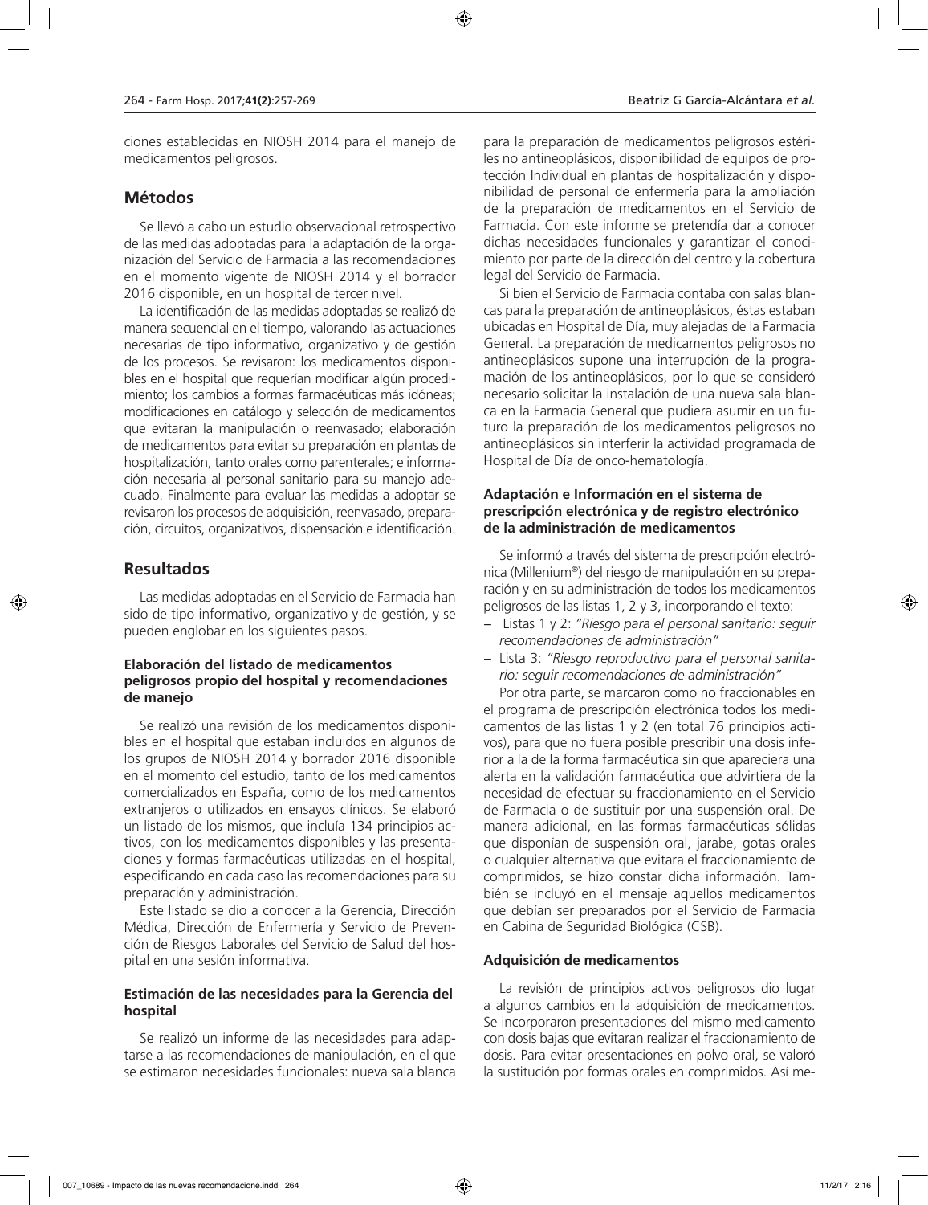ciones establecidas en NIOSH 2014 para el manejo de medicamentos peligrosos.

## Métodos

Se llevó a cabo un estudio observacional retrospectivo de las medidas adoptadas para la adaptación de la organización del Servicio de Farmacia a las recomendaciones en el momento vigente de NIOSH 2014 y el borrador 2016 disponible, en un hospital de tercer nivel.

La identificación de las medidas adoptadas se realizó de manera secuencial en el tiempo, valorando las actuaciones necesarias de tipo informativo, organizativo y de gestión de los procesos. Se revisaron: los medicamentos disponibles en el hospital que requerían modificar algún procedimiento; los cambios a formas farmacéuticas más idóneas; modificaciones en catálogo y selección de medicamentos que evitaran la manipulación o reenvasado; elaboración de medicamentos para evitar su preparación en plantas de hospitalización, tanto orales como parenterales; e información necesaria al personal sanitario para su manejo adecuado. Finalmente para evaluar las medidas a adoptar se revisaron los procesos de adquisición, reenvasado, preparación, circuitos, organizativos, dispensación e identificación.

## Resultados

Las medidas adoptadas en el Servicio de Farmacia han sido de tipo informativo, organizativo y de gestión, y se pueden englobar en los siguientes pasos.

### Elaboración del listado de medicamentos peligrosos propio del hospital y recomendaciones de manejo

Se realizó una revisión de los medicamentos disponibles en el hospital que estaban incluidos en algunos de los grupos de NIOSH 2014 y borrador 2016 disponible en el momento del estudio, tanto de los medicamentos comercializados en España, como de los medicamentos extranjeros o utilizados en ensayos clínicos. Se elaboró un listado de los mismos, que incluía 134 principios activos, con los medicamentos disponibles y las presentaciones y formas farmacéuticas utilizadas en el hospital, especificando en cada caso las recomendaciones para su preparación y administración.

Este listado se dio a conocer a la Gerencia, Dirección Médica, Dirección de Enfermería y Servicio de Prevención de Riesgos Laborales del Servicio de Salud del hospital en una sesión informativa.

### Estimación de las necesidades para la Gerencia del hospital

Se realizó un informe de las necesidades para adaptarse a las recomendaciones de manipulación, en el que se estimaron necesidades funcionales: nueva sala blanca para la preparación de medicamentos peligrosos estériles no antineoplásicos, disponibilidad de equipos de protección Individual en plantas de hospitalización y disponibilidad de personal de enfermería para la ampliación de la preparación de medicamentos en el Servicio de Farmacia. Con este informe se pretendía dar a conocer dichas necesidades funcionales y garantizar el conocimiento por parte de la dirección del centro y la cobertura legal del Servicio de Farmacia.

Si bien el Servicio de Farmacia contaba con salas blancas para la preparación de antineoplásicos, éstas estaban ubicadas en Hospital de Día, muy alejadas de la Farmacia General. La preparación de medicamentos peligrosos no antineoplásicos supone una interrupción de la programación de los antineoplásicos, por lo que se consideró necesario solicitar la instalación de una nueva sala blanca en la Farmacia General que pudiera asumir en un futuro la preparación de los medicamentos peligrosos no antineoplásicos sin interferir la actividad programada de Hospital de Día de onco-hematología.

### Adaptación e Información en el sistema de prescripción electrónica y de registro electrónico de la administración de medicamentos

Se informó a través del sistema de prescripción electrónica (Millenium®) del riesgo de manipulación en su preparación y en su administración de todos los medicamentos peligrosos de las listas 1, 2 y 3, incorporando el texto:

- Listas 1 y 2: *"Riesgo para el personal sanitario: seguir recomendaciones de administración"*
- Lista 3: *"Riesgo reproductivo para el personal sanitario: seguir recomendaciones de administración"*

Por otra parte, se marcaron como no fraccionables en el programa de prescripción electrónica todos los medicamentos de las listas 1 y 2 (en total 76 principios activos), para que no fuera posible prescribir una dosis inferior a la de la forma farmacéutica sin que apareciera una alerta en la validación farmacéutica que advirtiera de la necesidad de efectuar su fraccionamiento en el Servicio de Farmacia o de sustituir por una suspensión oral. De manera adicional, en las formas farmacéuticas sólidas que disponían de suspensión oral, jarabe, gotas orales o cualquier alternativa que evitara el fraccionamiento de comprimidos, se hizo constar dicha información. También se incluyó en el mensaje aquellos medicamentos que debían ser preparados por el Servicio de Farmacia en Cabina de Seguridad Biológica (CSB).

### Adquisición de medicamentos

La revisión de principios activos peligrosos dio lugar a algunos cambios en la adquisición de medicamentos. Se incorporaron presentaciones del mismo medicamento con dosis bajas que evitaran realizar el fraccionamiento de dosis. Para evitar presentaciones en polvo oral, se valoró la sustitución por formas orales en comprimidos. Así me-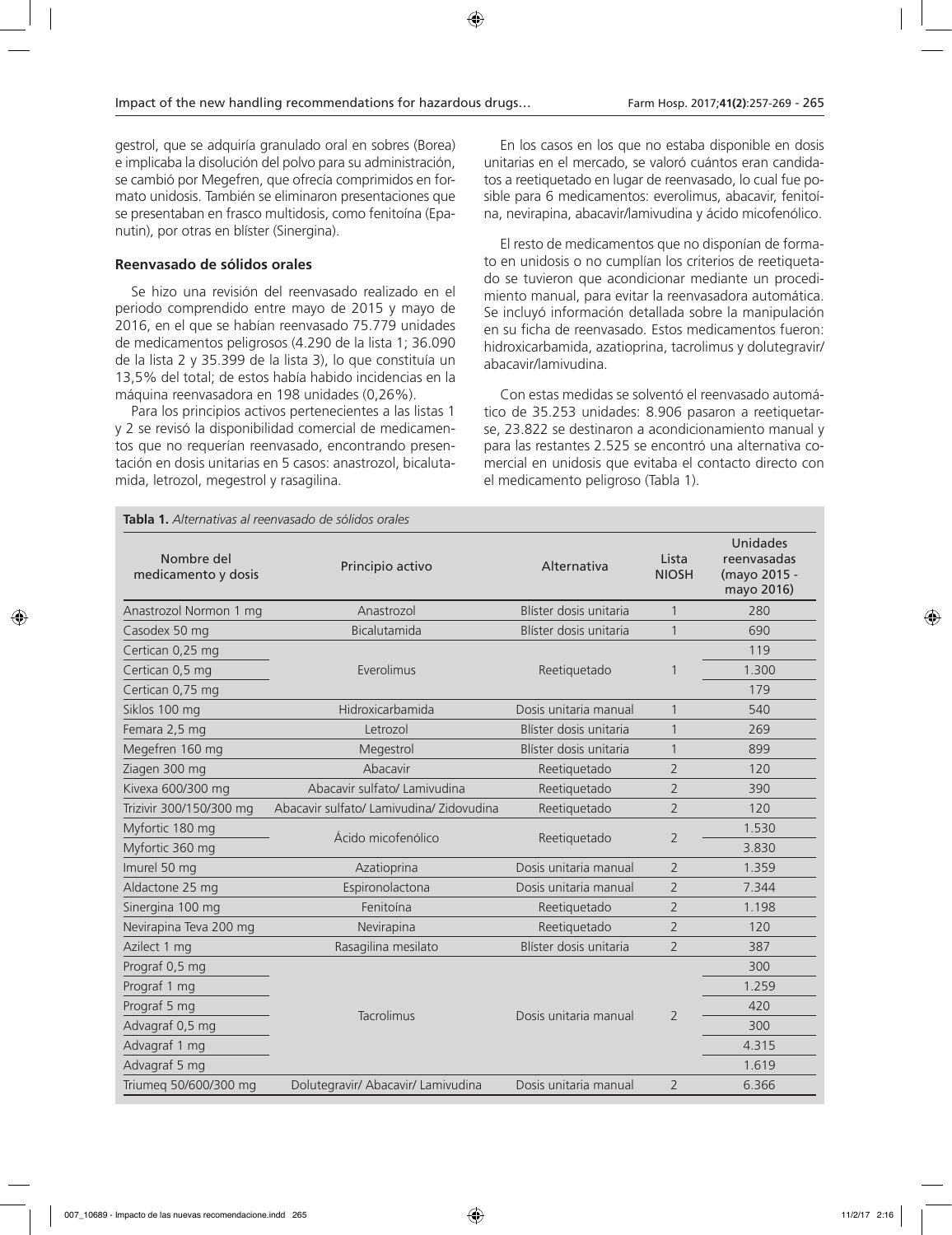gestrol, que se adquiría granulado oral en sobres (Borea) e implicaba la disolución del polvo para su administración, se cambió por Megefren, que ofrecía comprimidos en formato unidosis. También se eliminaron presentaciones que se presentaban en frasco multidosis, como fenitoína (Epanutin), por otras en blíster (Sinergina).

### Reenvasado de sólidos orales

Se hizo una revisión del reenvasado realizado en el periodo comprendido entre mayo de 2015 y mayo de 2016, en el que se habían reenvasado 75.779 unidades de medicamentos peligrosos (4.290 de la lista 1; 36.090 de la lista 2 y 35.399 de la lista 3), lo que constituía un 13,5% del total; de estos había habido incidencias en la máquina reenvasadora en 198 unidades (0,26%).

Para los principios activos pertenecientes a las listas 1 y 2 se revisó la disponibilidad comercial de medicamentos que no requerían reenvasado, encontrando presentación en dosis unitarias en 5 casos: anastrozol, bicalutamida, letrozol, megestrol y rasagilina.

En los casos en los que no estaba disponible en dosis unitarias en el mercado, se valoró cuántos eran candidatos a reetiquetado en lugar de reenvasado, lo cual fue posible para 6 medicamentos: everolimus, abacavir, fenitoína, nevirapina, abacavir/lamivudina y ácido micofenólico.

El resto de medicamentos que no disponían de formato en unidosis o no cumplían los criterios de reetiquetado se tuvieron que acondicionar mediante un procedimiento manual, para evitar la reenvasadora automática. Se incluyó información detallada sobre la manipulación en su ficha de reenvasado. Estos medicamentos fueron: hidroxicarbamida, azatioprina, tacrolimus y dolutegravir/abacavir/lamivudina.

Con estas medidas se solventó el reenvasado automático de 35.253 unidades: 8.906 pasaron a reetiquetarse, 23.822 se destinaron a acondicionamiento manual y para las restantes 2.525 se encontró una alternativa comercial en unidosis que evitaba el contacto directo con el medicamento peligroso (Tabla 1).

**Tabla 1.** *Alternativas al reenvasado de sólidos orales*

| Nombre del medicamento y dosis | Principio activo | Alternativa | Lista NIOSH | Unidades reenvasadas (mayo 2015 - mayo 2016) |
|---|---|---|---|---|
| Anastrozol Normon 1 mg | Anastrozol | Blíster dosis unitaria | 1 | 280 |
| Casodex 50 mg | Bicalutamida | Blíster dosis unitaria | 1 | 690 |
| Certican 0,25 mg | Everolimus | Reetiquetado | 1 | 119 |
| Certican 0,5 mg | | | | 1.300 |
| Certican 0,75 mg | | | | 179 |
| Siklos 100 mg | Hidroxicarbamida | Dosis unitaria manual | 1 | 540 |
| Femara 2,5 mg | Letrozol | Blíster dosis unitaria | 1 | 269 |
| Megefren 160 mg | Megestrol | Blíster dosis unitaria | 1 | 899 |
| Ziagen 300 mg | Abacavir | Reetiquetado | 2 | 120 |
| Kivexa 600/300 mg | Abacavir sulfato/ Lamivudina | Reetiquetado | 2 | 390 |
| Trizivir 300/150/300 mg | Abacavir sulfato/ Lamivudina/ Zidovudina | Reetiquetado | 2 | 120 |
| Myfortic 180 mg | Ácido micofenólico | Reetiquetado | 2 | 1.530 |
| Myfortic 360 mg | | | | 3.830 |
| Imurel 50 mg | Azatioprina | Dosis unitaria manual | 2 | 1.359 |
| Aldactone 25 mg | Espironolactona | Dosis unitaria manual | 2 | 7.344 |
| Sinergina 100 mg | Fenitoína | Reetiquetado | 2 | 1.198 |
| Nevirapina Teva 200 mg | Nevirapina | Reetiquetado | 2 | 120 |
| Azilect 1 mg | Rasagilina mesilato | Blíster dosis unitaria | 2 | 387 |
| Prograf 0,5 mg | Tacrolimus | Dosis unitaria manual | 2 | 300 |
| Prograf 1 mg | | | | 1.259 |
| Prograf 5 mg | | | | 420 |
| Advagraf 0,5 mg | | | | 300 |
| Advagraf 1 mg | | | | 4.315 |
| Advagraf 5 mg | | | | 1.619 |
| Triumeq 50/600/300 mg | Dolutegravir/ Abacavir/ Lamivudina | Dosis unitaria manual | 2 | 6.366 |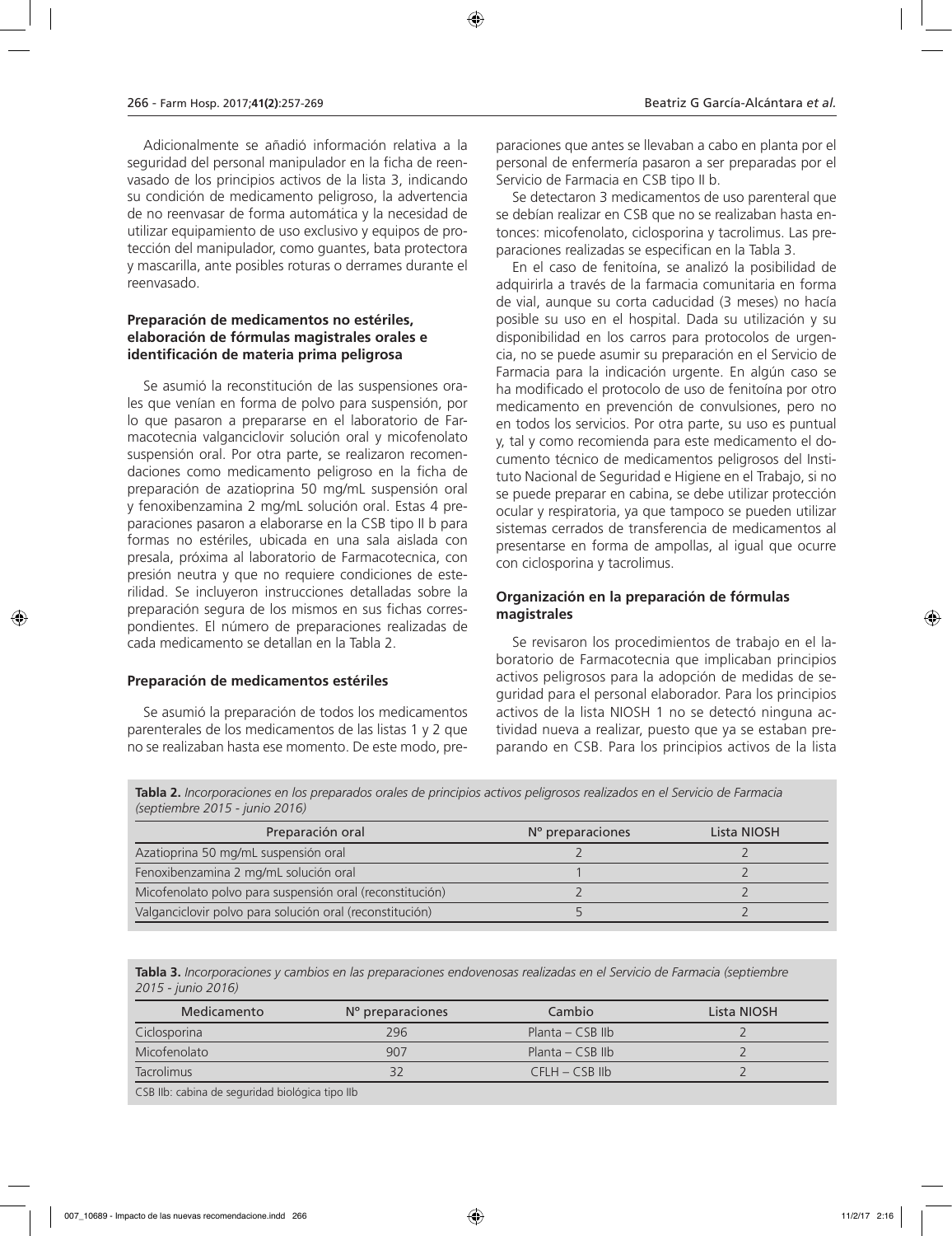Adicionalmente se añadió información relativa a la seguridad del personal manipulador en la ficha de reenvasado de los principios activos de la lista 3, indicando su condición de medicamento peligroso, la advertencia de no reenvasar de forma automática y la necesidad de utilizar equipamiento de uso exclusivo y equipos de protección del manipulador, como guantes, bata protectora y mascarilla, ante posibles roturas o derrames durante el reenvasado.

### Preparación de medicamentos no estériles, elaboración de fórmulas magistrales orales e identificación de materia prima peligrosa

Se asumió la reconstitución de las suspensiones orales que venían en forma de polvo para suspensión, por lo que pasaron a prepararse en el laboratorio de Farmacotecnia valganciclovir solución oral y micofenolato suspensión oral. Por otra parte, se realizaron recomendaciones como medicamento peligroso en la ficha de preparación de azatioprina 50 mg/mL suspensión oral y fenoxibenzamina 2 mg/mL solución oral. Estas 4 preparaciones pasaron a elaborarse en la CSB tipo II b para formas no estériles, ubicada en una sala aislada con presala, próxima al laboratorio de Farmacotecnica, con presión neutra y que no requiere condiciones de esterilidad. Se incluyeron instrucciones detalladas sobre la preparación segura de los mismos en sus fichas correspondientes. El número de preparaciones realizadas de cada medicamento se detallan en la Tabla 2.

### Preparación de medicamentos estériles

Se asumió la preparación de todos los medicamentos parenterales de los medicamentos de las listas 1 y 2 que no se realizaban hasta ese momento. De este modo, preparaciones que antes se llevaban a cabo en planta por el personal de enfermería pasaron a ser preparadas por el Servicio de Farmacia en CSB tipo II b.

Se detectaron 3 medicamentos de uso parenteral que se debían realizar en CSB que no se realizaban hasta entonces: micofenolato, ciclosporina y tacrolimus. Las preparaciones realizadas se especifican en la Tabla 3.

En el caso de fenitoína, se analizó la posibilidad de adquirirla a través de la farmacia comunitaria en forma de vial, aunque su corta caducidad (3 meses) no hacía posible su uso en el hospital. Dada su utilización y su disponibilidad en los carros para protocolos de urgencia, no se puede asumir su preparación en el Servicio de Farmacia para la indicación urgente. En algún caso se ha modificado el protocolo de uso de fenitoína por otro medicamento en prevención de convulsiones, pero no en todos los servicios. Por otra parte, su uso es puntual y, tal y como recomienda para este medicamento el documento técnico de medicamentos peligrosos del Instituto Nacional de Seguridad e Higiene en el Trabajo, si no se puede preparar en cabina, se debe utilizar protección ocular y respiratoria, ya que tampoco se pueden utilizar sistemas cerrados de transferencia de medicamentos al presentarse en forma de ampollas, al igual que ocurre con ciclosporina y tacrolimus.

### Organización en la preparación de fórmulas magistrales

Se revisaron los procedimientos de trabajo en el laboratorio de Farmacotecnia que implicaban principios activos peligrosos para la adopción de medidas de seguridad para el personal elaborador. Para los principios activos de la lista NIOSH 1 no se detectó ninguna actividad nueva a realizar, puesto que ya se estaban preparando en CSB. Para los principios activos de la lista

**Tabla 2.** *Incorporaciones en los preparados orales de principios activos peligrosos realizados en el Servicio de Farmacia (septiembre 2015 - junio 2016)*

| Preparación oral | Nº preparaciones | Lista NIOSH |
|---|---|---|
| Azatioprina 50 mg/mL suspensión oral | 2 | 2 |
| Fenoxibenzamina 2 mg/mL solución oral | 1 | 2 |
| Micofenolato polvo para suspensión oral (reconstitución) | 2 | 2 |
| Valganciclovir polvo para solución oral (reconstitución) | 5 | 2 |

**Tabla 3.** *Incorporaciones y cambios en las preparaciones endovenosas realizadas en el Servicio de Farmacia (septiembre 2015 - junio 2016)*

| Medicamento | Nº preparaciones | Cambio | Lista NIOSH |
|---|---|---|---|
| Ciclosporina | 296 | Planta – CSB IIb | 2 |
| Micofenolato | 907 | Planta – CSB IIb | 2 |
| Tacrolimus | 32 | CFLH – CSB IIb | 2 |

CSB IIb: cabina de seguridad biológica tipo IIb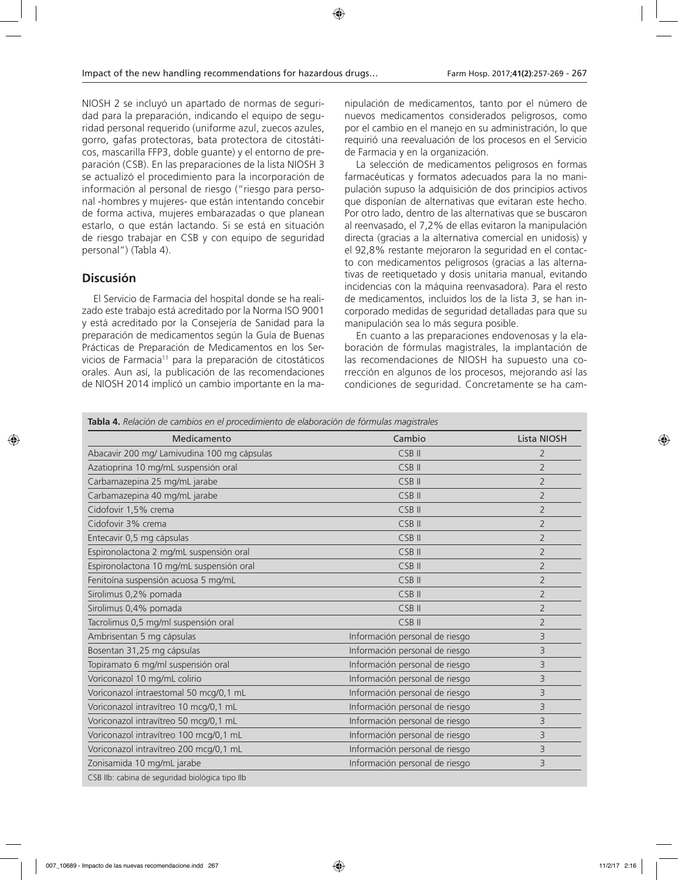NIOSH 2 se incluyó un apartado de normas de seguridad para la preparación, indicando el equipo de seguridad personal requerido (uniforme azul, zuecos azules, gorro, gafas protectoras, bata protectora de citostáticos, mascarilla FFP3, doble guante) y el entorno de preparación (CSB). En las preparaciones de la lista NIOSH 3 se actualizó el procedimiento para la incorporación de información al personal de riesgo ("riesgo para personal -hombres y mujeres- que están intentando concebir de forma activa, mujeres embarazadas o que planean estarlo, o que están lactando. Si se está en situación de riesgo trabajar en CSB y con equipo de seguridad personal") (Tabla 4).

## Discusión

El Servicio de Farmacia del hospital donde se ha realizado este trabajo está acreditado por la Norma ISO 9001 y está acreditado por la Consejería de Sanidad para la preparación de medicamentos según la Guía de Buenas Prácticas de Preparación de Medicamentos en los Servicios de Farmacia[11] para la preparación de citostáticos orales. Aun así, la publicación de las recomendaciones de NIOSH 2014 implicó un cambio importante en la manipulación de medicamentos, tanto por el número de nuevos medicamentos considerados peligrosos, como por el cambio en el manejo en su administración, lo que requirió una reevaluación de los procesos en el Servicio de Farmacia y en la organización.

La selección de medicamentos peligrosos en formas farmacéuticas y formatos adecuados para la no manipulación supuso la adquisición de dos principios activos que disponían de alternativas que evitaran este hecho. Por otro lado, dentro de las alternativas que se buscaron al reenvasado, el 7,2% de ellas evitaron la manipulación directa (gracias a la alternativa comercial en unidosis) y el 92,8% restante mejoraron la seguridad en el contacto con medicamentos peligrosos (gracias a las alternativas de reetiquetado y dosis unitaria manual, evitando incidencias con la máquina reenvasadora). Para el resto de medicamentos, incluidos los de la lista 3, se han incorporado medidas de seguridad detalladas para que su manipulación sea lo más segura posible.

En cuanto a las preparaciones endovenosas y la elaboración de fórmulas magistrales, la implantación de las recomendaciones de NIOSH ha supuesto una corrección en algunos de los procesos, mejorando así las condiciones de seguridad. Concretamente se ha cam-

**Tabla 4.** *Relación de cambios en el procedimiento de elaboración de fórmulas magistrales*

| Medicamento | Cambio | Lista NIOSH |
|---|---|---|
| Abacavir 200 mg/ Lamivudina 100 mg cápsulas | CSB II | 2 |
| Azatioprina 10 mg/mL suspensión oral | CSB II | 2 |
| Carbamazepina 25 mg/mL jarabe | CSB II | 2 |
| Carbamazepina 40 mg/mL jarabe | CSB II | 2 |
| Cidofovir 1,5% crema | CSB II | 2 |
| Cidofovir 3% crema | CSB II | 2 |
| Entecavir 0,5 mg cápsulas | CSB II | 2 |
| Espironolactona 2 mg/mL suspensión oral | CSB II | 2 |
| Espironolactona 10 mg/mL suspensión oral | CSB II | 2 |
| Fenitoína suspensión acuosa 5 mg/mL | CSB II | 2 |
| Sirolimus 0,2% pomada | CSB II | 2 |
| Sirolimus 0,4% pomada | CSB II | 2 |
| Tacrolimus 0,5 mg/ml suspensión oral | CSB II | 2 |
| Ambrisentan 5 mg cápsulas | Información personal de riesgo | 3 |
| Bosentan 31,25 mg cápsulas | Información personal de riesgo | 3 |
| Topiramato 6 mg/ml suspensión oral | Información personal de riesgo | 3 |
| Voriconazol 10 mg/mL colirio | Información personal de riesgo | 3 |
| Voriconazol intraestomal 50 mcg/0,1 mL | Información personal de riesgo | 3 |
| Voriconazol intravítreo 10 mcg/0,1 mL | Información personal de riesgo | 3 |
| Voriconazol intravítreo 50 mcg/0,1 mL | Información personal de riesgo | 3 |
| Voriconazol intravítreo 100 mcg/0,1 mL | Información personal de riesgo | 3 |
| Voriconazol intravítreo 200 mcg/0,1 mL | Información personal de riesgo | 3 |
| Zonisamida 10 mg/mL jarabe | Información personal de riesgo | 3 |

CSB IIb: cabina de seguridad biológica tipo IIb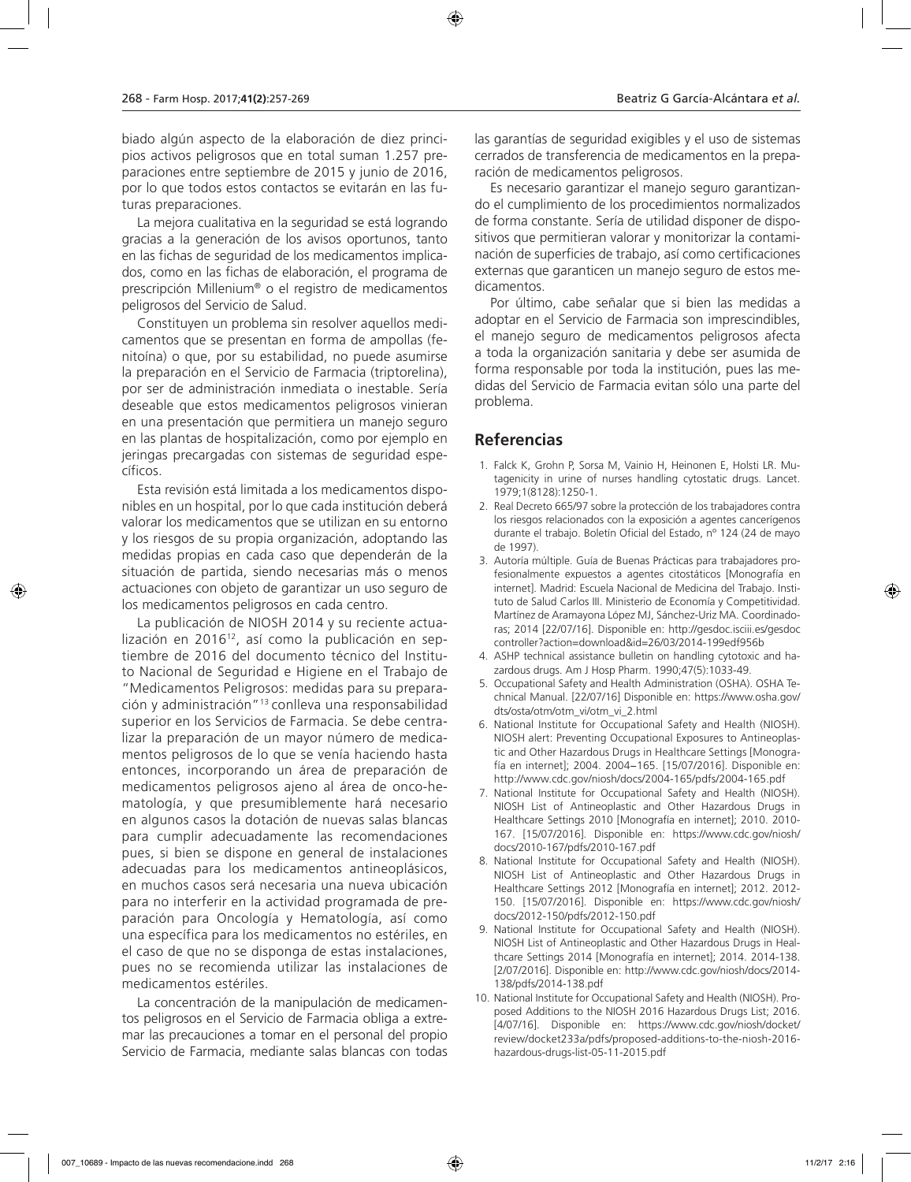biado algún aspecto de la elaboración de diez principios activos peligrosos que en total suman 1.257 preparaciones entre septiembre de 2015 y junio de 2016, por lo que todos estos contactos se evitarán en las futuras preparaciones.

La mejora cualitativa en la seguridad se está logrando gracias a la generación de los avisos oportunos, tanto en las fichas de seguridad de los medicamentos implicados, como en las fichas de elaboración, el programa de prescripción Millenium® o el registro de medicamentos peligrosos del Servicio de Salud.

Constituyen un problema sin resolver aquellos medicamentos que se presentan en forma de ampollas (fenitoína) o que, por su estabilidad, no puede asumirse la preparación en el Servicio de Farmacia (triptorelina), por ser de administración inmediata o inestable. Sería deseable que estos medicamentos peligrosos vinieran en una presentación que permitiera un manejo seguro en las plantas de hospitalización, como por ejemplo en jeringas precargadas con sistemas de seguridad específicos.

Esta revisión está limitada a los medicamentos disponibles en un hospital, por lo que cada institución deberá valorar los medicamentos que se utilizan en su entorno y los riesgos de su propia organización, adoptando las medidas propias en cada caso que dependerán de la situación de partida, siendo necesarias más o menos actuaciones con objeto de garantizar un uso seguro de los medicamentos peligrosos en cada centro.

La publicación de NIOSH 2014 y su reciente actualización en 2016[12], así como la publicación en septiembre de 2016 del documento técnico del Instituto Nacional de Seguridad e Higiene en el Trabajo de "Medicamentos Peligrosos: medidas para su preparación y administración"[13] conlleva una responsabilidad superior en los Servicios de Farmacia. Se debe centralizar la preparación de un mayor número de medicamentos peligrosos de lo que se venía haciendo hasta entonces, incorporando un área de preparación de medicamentos peligrosos ajeno al área de onco-hematología, y que presumiblemente hará necesario en algunos casos la dotación de nuevas salas blancas para cumplir adecuadamente las recomendaciones pues, si bien se dispone en general de instalaciones adecuadas para los medicamentos antineoplásicos, en muchos casos será necesaria una nueva ubicación para no interferir en la actividad programada de preparación para Oncología y Hematología, así como una específica para los medicamentos no estériles, en el caso de que no se disponga de estas instalaciones, pues no se recomienda utilizar las instalaciones de medicamentos estériles.

La concentración de la manipulación de medicamentos peligrosos en el Servicio de Farmacia obliga a extremar las precauciones a tomar en el personal del propio Servicio de Farmacia, mediante salas blancas con todas las garantías de seguridad exigibles y el uso de sistemas cerrados de transferencia de medicamentos en la preparación de medicamentos peligrosos.

Es necesario garantizar el manejo seguro garantizando el cumplimiento de los procedimientos normalizados de forma constante. Sería de utilidad disponer de dispositivos que permitieran valorar y monitorizar la contaminación de superficies de trabajo, así como certificaciones externas que garanticen un manejo seguro de estos medicamentos.

Por último, cabe señalar que si bien las medidas a adoptar en el Servicio de Farmacia son imprescindibles, el manejo seguro de medicamentos peligrosos afecta a toda la organización sanitaria y debe ser asumida de forma responsable por toda la institución, pues las medidas del Servicio de Farmacia evitan sólo una parte del problema.

## Referencias

1. Falck K, Grohn P, Sorsa M, Vainio H, Heinonen E, Holsti LR. Mutagenicity in urine of nurses handling cytostatic drugs. Lancet. 1979;1(8128):1250-1.
2. Real Decreto 665/97 sobre la protección de los trabajadores contra los riesgos relacionados con la exposición a agentes cancerígenos durante el trabajo. Boletín Oficial del Estado, nº 124 (24 de mayo de 1997).
3. Autoría múltiple. Guía de Buenas Prácticas para trabajadores profesionalmente expuestos a agentes citostáticos [Monografía en internet]. Madrid: Escuela Nacional de Medicina del Trabajo. Instituto de Salud Carlos III. Ministerio de Economía y Competitividad. Martínez de Aramayona López MJ, Sánchez-Uriz MA. Coordinadoras; 2014 [22/07/16]. Disponible en: http://gesdoc.isciii.es/gesdoccontroller?action=download&id=26/03/2014-199edf956b
4. ASHP technical assistance bulletin on handling cytotoxic and hazardous drugs. Am J Hosp Pharm. 1990;47(5):1033-49.
5. Occupational Safety and Health Administration (OSHA). OSHA Technical Manual. [22/07/16] Disponible en: https://www.osha.gov/dts/osta/otm/otm_vi/otm_vi_2.html
6. National Institute for Occupational Safety and Health (NIOSH). NIOSH alert: Preventing Occupational Exposures to Antineoplastic and Other Hazardous Drugs in Healthcare Settings [Monografía en internet]; 2004. 2004–165. [15/07/2016]. Disponible en: http://www.cdc.gov/niosh/docs/2004-165/pdfs/2004-165.pdf
7. National Institute for Occupational Safety and Health (NIOSH). NIOSH List of Antineoplastic and Other Hazardous Drugs in Healthcare Settings 2010 [Monografía en internet]; 2010. 2010-167. [15/07/2016]. Disponible en: https://www.cdc.gov/niosh/docs/2010-167/pdfs/2010-167.pdf
8. National Institute for Occupational Safety and Health (NIOSH). NIOSH List of Antineoplastic and Other Hazardous Drugs in Healthcare Settings 2012 [Monografía en internet]; 2012. 2012-150. [15/07/2016]. Disponible en: https://www.cdc.gov/niosh/docs/2012-150/pdfs/2012-150.pdf
9. National Institute for Occupational Safety and Health (NIOSH). NIOSH List of Antineoplastic and Other Hazardous Drugs in Healthcare Settings 2014 [Monografía en internet]; 2014. 2014-138. [2/07/2016]. Disponible en: http://www.cdc.gov/niosh/docs/2014-138/pdfs/2014-138.pdf
10. National Institute for Occupational Safety and Health (NIOSH). Proposed Additions to the NIOSH 2016 Hazardous Drugs List; 2016. [4/07/16]. Disponible en: https://www.cdc.gov/niosh/docket/review/docket233a/pdfs/proposed-additions-to-the-niosh-2016-hazardous-drugs-list-05-11-2015.pdf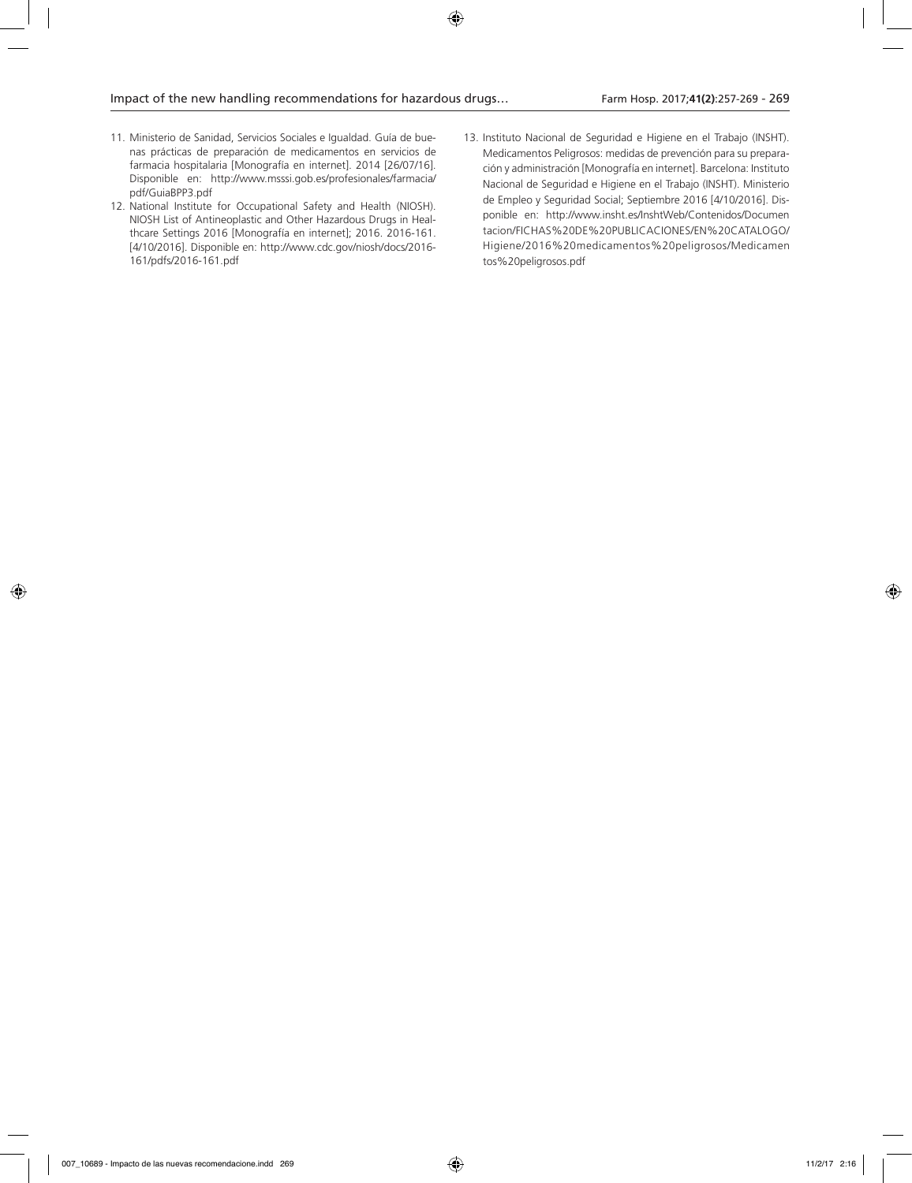11. Ministerio de Sanidad, Servicios Sociales e Igualdad. Guía de buenas prácticas de preparación de medicamentos en servicios de farmacia hospitalaria [Monografía en internet]. 2014 [26/07/16]. Disponible en: http://www.msssi.gob.es/profesionales/farmacia/pdf/GuiaBPP3.pdf
12. National Institute for Occupational Safety and Health (NIOSH). NIOSH List of Antineoplastic and Other Hazardous Drugs in Healthcare Settings 2016 [Monografía en internet]; 2016. 2016-161. [4/10/2016]. Disponible en: http://www.cdc.gov/niosh/docs/2016-161/pdfs/2016-161.pdf
13. Instituto Nacional de Seguridad e Higiene en el Trabajo (INSHT). Medicamentos Peligrosos: medidas de prevención para su preparación y administración [Monografía en internet]. Barcelona: Instituto Nacional de Seguridad e Higiene en el Trabajo (INSHT). Ministerio de Empleo y Seguridad Social; Septiembre 2016 [4/10/2016]. Disponible en: http://www.insht.es/InshtWeb/Contenidos/Documentacion/FICHAS%20DE%20PUBLICACIONES/EN%20CATALOGO/Higiene/2016%20medicamentos%20peligrosos/Medicamentos%20peligrosos.pdf